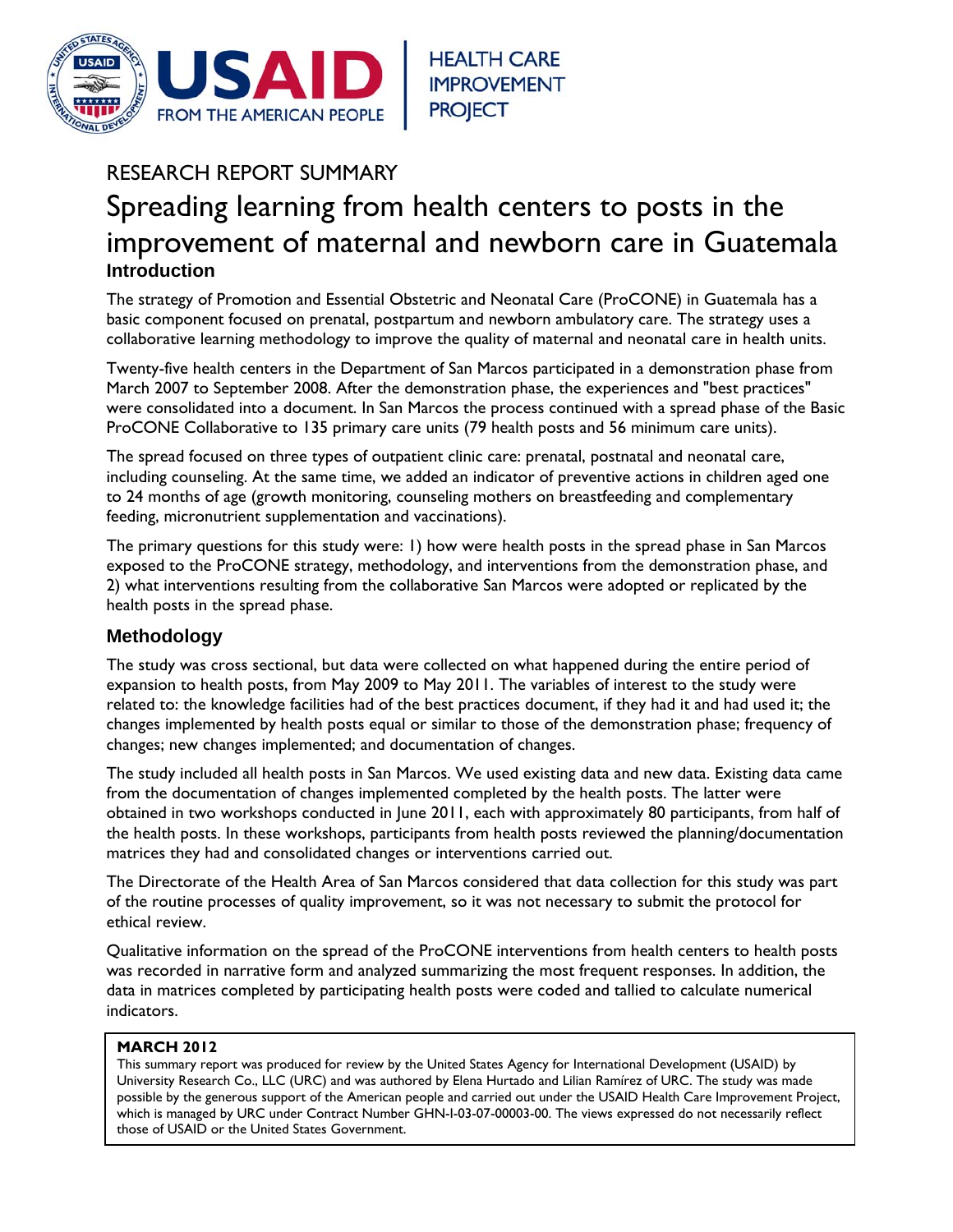USAID FROM THE AMERICAN PEOPLE | HEALTH CARE IMPROVEMENT PROJECT

RESEARCH REPORT SUMMARY

# Spreading learning from health centers to posts in the improvement of maternal and newborn care in Guatemala

## Introduction

The strategy of Promotion and Essential Obstetric and Neonatal Care (ProCONE) in Guatemala has a basic component focused on prenatal, postpartum and newborn ambulatory care. The strategy uses a collaborative learning methodology to improve the quality of maternal and neonatal care in health units.

Twenty-five health centers in the Department of San Marcos participated in a demonstration phase from March 2007 to September 2008. After the demonstration phase, the experiences and "best practices" were consolidated into a document. In San Marcos the process continued with a spread phase of the Basic ProCONE Collaborative to 135 primary care units (79 health posts and 56 minimum care units).

The spread focused on three types of outpatient clinic care: prenatal, postnatal and neonatal care, including counseling. At the same time, we added an indicator of preventive actions in children aged one to 24 months of age (growth monitoring, counseling mothers on breastfeeding and complementary feeding, micronutrient supplementation and vaccinations).

The primary questions for this study were: 1) how were health posts in the spread phase in San Marcos exposed to the ProCONE strategy, methodology, and interventions from the demonstration phase, and 2) what interventions resulting from the collaborative San Marcos were adopted or replicated by the health posts in the spread phase.

## Methodology

The study was cross sectional, but data were collected on what happened during the entire period of expansion to health posts, from May 2009 to May 2011. The variables of interest to the study were related to: the knowledge facilities had of the best practices document, if they had it and had used it; the changes implemented by health posts equal or similar to those of the demonstration phase; frequency of changes; new changes implemented; and documentation of changes.

The study included all health posts in San Marcos. We used existing data and new data. Existing data came from the documentation of changes implemented completed by the health posts. The latter were obtained in two workshops conducted in June 2011, each with approximately 80 participants, from half of the health posts. In these workshops, participants from health posts reviewed the planning/documentation matrices they had and consolidated changes or interventions carried out.

The Directorate of the Health Area of San Marcos considered that data collection for this study was part of the routine processes of quality improvement, so it was not necessary to submit the protocol for ethical review.

Qualitative information on the spread of the ProCONE interventions from health centers to health posts was recorded in narrative form and analyzed summarizing the most frequent responses. In addition, the data in matrices completed by participating health posts were coded and tallied to calculate numerical indicators.

**MARCH 2012**

This summary report was produced for review by the United States Agency for International Development (USAID) by University Research Co., LLC (URC) and was authored by Elena Hurtado and Lilian Ramírez of URC. The study was made possible by the generous support of the American people and carried out under the USAID Health Care Improvement Project, which is managed by URC under Contract Number GHN-I-03-07-00003-00. The views expressed do not necessarily reflect those of USAID or the United States Government.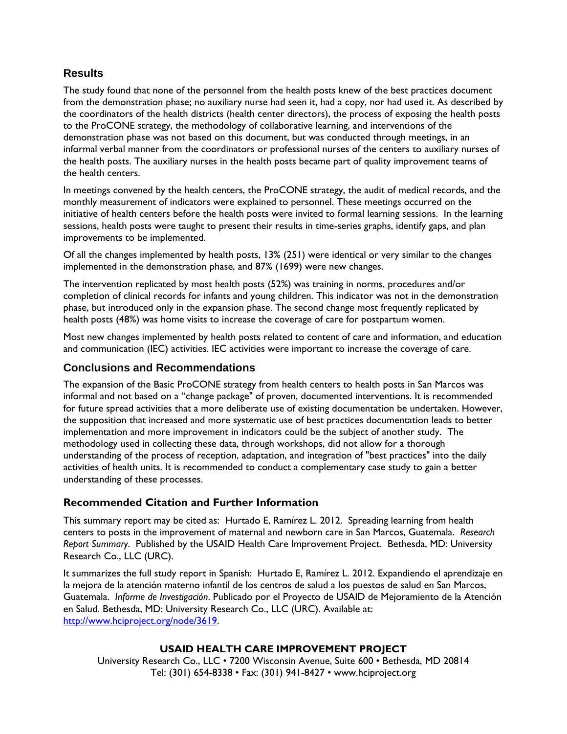## Results

The study found that none of the personnel from the health posts knew of the best practices document from the demonstration phase; no auxiliary nurse had seen it, had a copy, nor had used it. As described by the coordinators of the health districts (health center directors), the process of exposing the health posts to the ProCONE strategy, the methodology of collaborative learning, and interventions of the demonstration phase was not based on this document, but was conducted through meetings, in an informal verbal manner from the coordinators or professional nurses of the centers to auxiliary nurses of the health posts. The auxiliary nurses in the health posts became part of quality improvement teams of the health centers.

In meetings convened by the health centers, the ProCONE strategy, the audit of medical records, and the monthly measurement of indicators were explained to personnel. These meetings occurred on the initiative of health centers before the health posts were invited to formal learning sessions. In the learning sessions, health posts were taught to present their results in time-series graphs, identify gaps, and plan improvements to be implemented.

Of all the changes implemented by health posts, 13% (251) were identical or very similar to the changes implemented in the demonstration phase, and 87% (1699) were new changes.

The intervention replicated by most health posts (52%) was training in norms, procedures and/or completion of clinical records for infants and young children. This indicator was not in the demonstration phase, but introduced only in the expansion phase. The second change most frequently replicated by health posts (48%) was home visits to increase the coverage of care for postpartum women.

Most new changes implemented by health posts related to content of care and information, and education and communication (IEC) activities. IEC activities were important to increase the coverage of care.

## Conclusions and Recommendations

The expansion of the Basic ProCONE strategy from health centers to health posts in San Marcos was informal and not based on a "change package" of proven, documented interventions. It is recommended for future spread activities that a more deliberate use of existing documentation be undertaken. However, the supposition that increased and more systematic use of best practices documentation leads to better implementation and more improvement in indicators could be the subject of another study. The methodology used in collecting these data, through workshops, did not allow for a thorough understanding of the process of reception, adaptation, and integration of "best practices" into the daily activities of health units. It is recommended to conduct a complementary case study to gain a better understanding of these processes.

### Recommended Citation and Further Information

This summary report may be cited as: Hurtado E, Ramírez L. 2012. Spreading learning from health centers to posts in the improvement of maternal and newborn care in San Marcos, Guatemala. *Research Report Summary*. Published by the USAID Health Care Improvement Project. Bethesda, MD: University Research Co., LLC (URC).

It summarizes the full study report in Spanish: Hurtado E, Ramírez L. 2012. Expandiendo el aprendizaje en la mejora de la atención materno infantil de los centros de salud a los puestos de salud en San Marcos, Guatemala. *Informe de Investigación*. Publicado por el Proyecto de USAID de Mejoramiento de la Atención en Salud. Bethesda, MD: University Research Co., LLC (URC). Available at: http://www.hciproject.org/node/3619.

**USAID HEALTH CARE IMPROVEMENT PROJECT**
University Research Co., LLC • 7200 Wisconsin Avenue, Suite 600 • Bethesda, MD 20814
Tel: (301) 654-8338 • Fax: (301) 941-8427 • www.hciproject.org